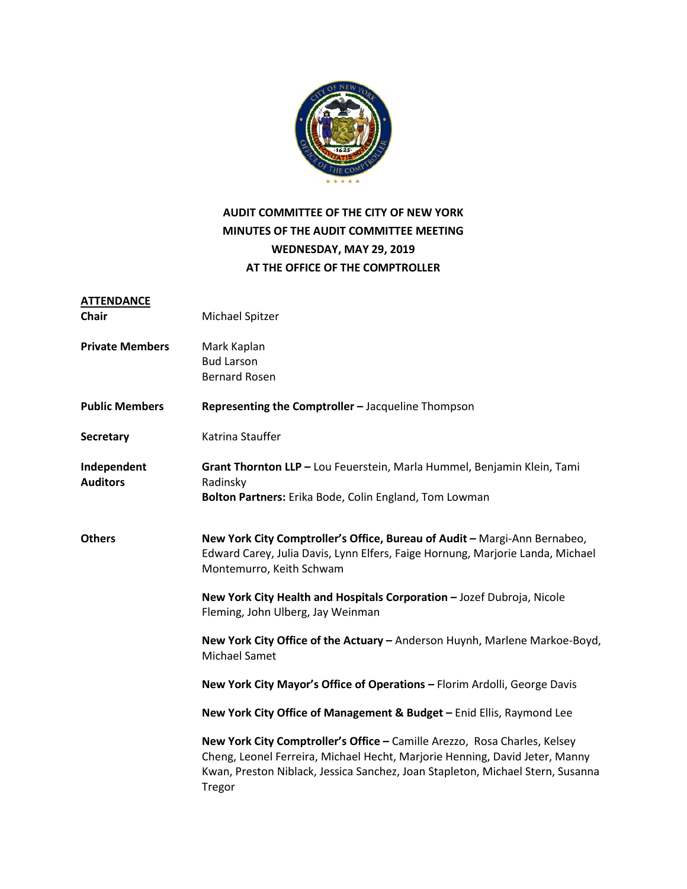# AUDIT COMMITTEE OF THE CITY OF NEW YORK
## MINUTES OF THE AUDIT COMMITTEE MEETING
## WEDNESDAY, MAY 29, 2019
## AT THE OFFICE OF THE COMPTROLLER

**ATTENDANCE**

**Chair**
Michael Spitzer

**Private Members**
Mark Kaplan
Bud Larson
Bernard Rosen

**Public Members**
**Representing the Comptroller –** Jacqueline Thompson

**Secretary**
Katrina Stauffer

**Independent Auditors**
**Grant Thornton LLP –** Lou Feuerstein, Marla Hummel, Benjamin Klein, Tami Radinsky
**Bolton Partners:** Erika Bode, Colin England, Tom Lowman

**Others**

**New York City Comptroller's Office, Bureau of Audit –** Margi-Ann Bernabeo, Edward Carey, Julia Davis, Lynn Elfers, Faige Hornung, Marjorie Landa, Michael Montemurro, Keith Schwam

**New York City Health and Hospitals Corporation –** Jozef Dubroja, Nicole Fleming, John Ulberg, Jay Weinman

**New York City Office of the Actuary –** Anderson Huynh, Marlene Markoe-Boyd, Michael Samet

**New York City Mayor's Office of Operations –** Florim Ardolli, George Davis

**New York City Office of Management & Budget –** Enid Ellis, Raymond Lee

**New York City Comptroller's Office –** Camille Arezzo, Rosa Charles, Kelsey Cheng, Leonel Ferreira, Michael Hecht, Marjorie Henning, David Jeter, Manny Kwan, Preston Niblack, Jessica Sanchez, Joan Stapleton, Michael Stern, Susanna Tregor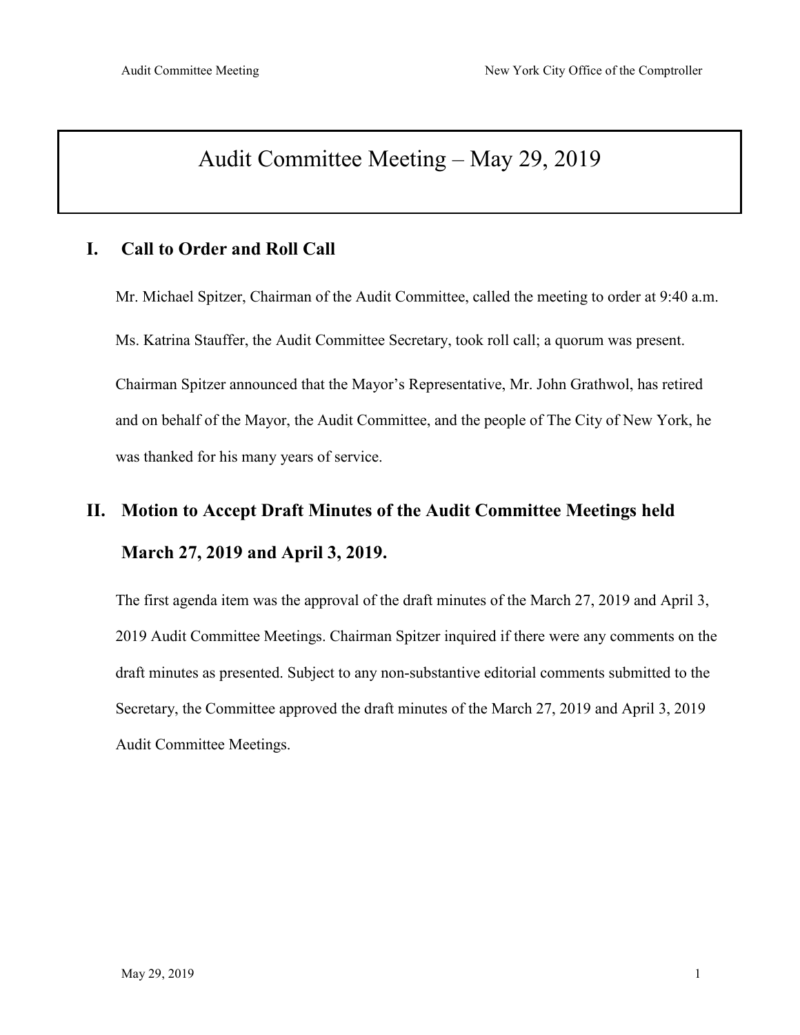# Audit Committee Meeting – May 29, 2019

## I. Call to Order and Roll Call

Mr. Michael Spitzer, Chairman of the Audit Committee, called the meeting to order at 9:40 a.m.

Ms. Katrina Stauffer, the Audit Committee Secretary, took roll call; a quorum was present.

Chairman Spitzer announced that the Mayor's Representative, Mr. John Grathwol, has retired and on behalf of the Mayor, the Audit Committee, and the people of The City of New York, he was thanked for his many years of service.

## II. Motion to Accept Draft Minutes of the Audit Committee Meetings held March 27, 2019 and April 3, 2019.

The first agenda item was the approval of the draft minutes of the March 27, 2019 and April 3, 2019 Audit Committee Meetings. Chairman Spitzer inquired if there were any comments on the draft minutes as presented. Subject to any non-substantive editorial comments submitted to the Secretary, the Committee approved the draft minutes of the March 27, 2019 and April 3, 2019 Audit Committee Meetings.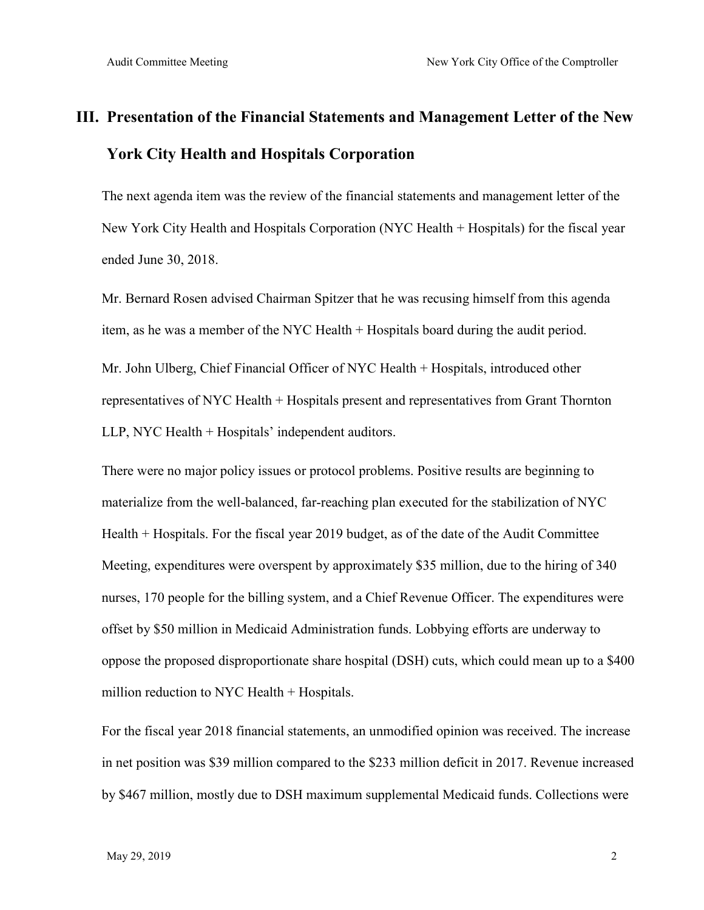## III. Presentation of the Financial Statements and Management Letter of the New York City Health and Hospitals Corporation

The next agenda item was the review of the financial statements and management letter of the New York City Health and Hospitals Corporation (NYC Health + Hospitals) for the fiscal year ended June 30, 2018.

Mr. Bernard Rosen advised Chairman Spitzer that he was recusing himself from this agenda item, as he was a member of the NYC Health + Hospitals board during the audit period.

Mr. John Ulberg, Chief Financial Officer of NYC Health + Hospitals, introduced other representatives of NYC Health + Hospitals present and representatives from Grant Thornton LLP, NYC Health + Hospitals' independent auditors.

There were no major policy issues or protocol problems. Positive results are beginning to materialize from the well-balanced, far-reaching plan executed for the stabilization of NYC Health + Hospitals. For the fiscal year 2019 budget, as of the date of the Audit Committee Meeting, expenditures were overspent by approximately $35 million, due to the hiring of 340 nurses, 170 people for the billing system, and a Chief Revenue Officer. The expenditures were offset by $50 million in Medicaid Administration funds. Lobbying efforts are underway to oppose the proposed disproportionate share hospital (DSH) cuts, which could mean up to a $400 million reduction to NYC Health + Hospitals.

For the fiscal year 2018 financial statements, an unmodified opinion was received. The increase in net position was $39 million compared to the $233 million deficit in 2017. Revenue increased by $467 million, mostly due to DSH maximum supplemental Medicaid funds. Collections were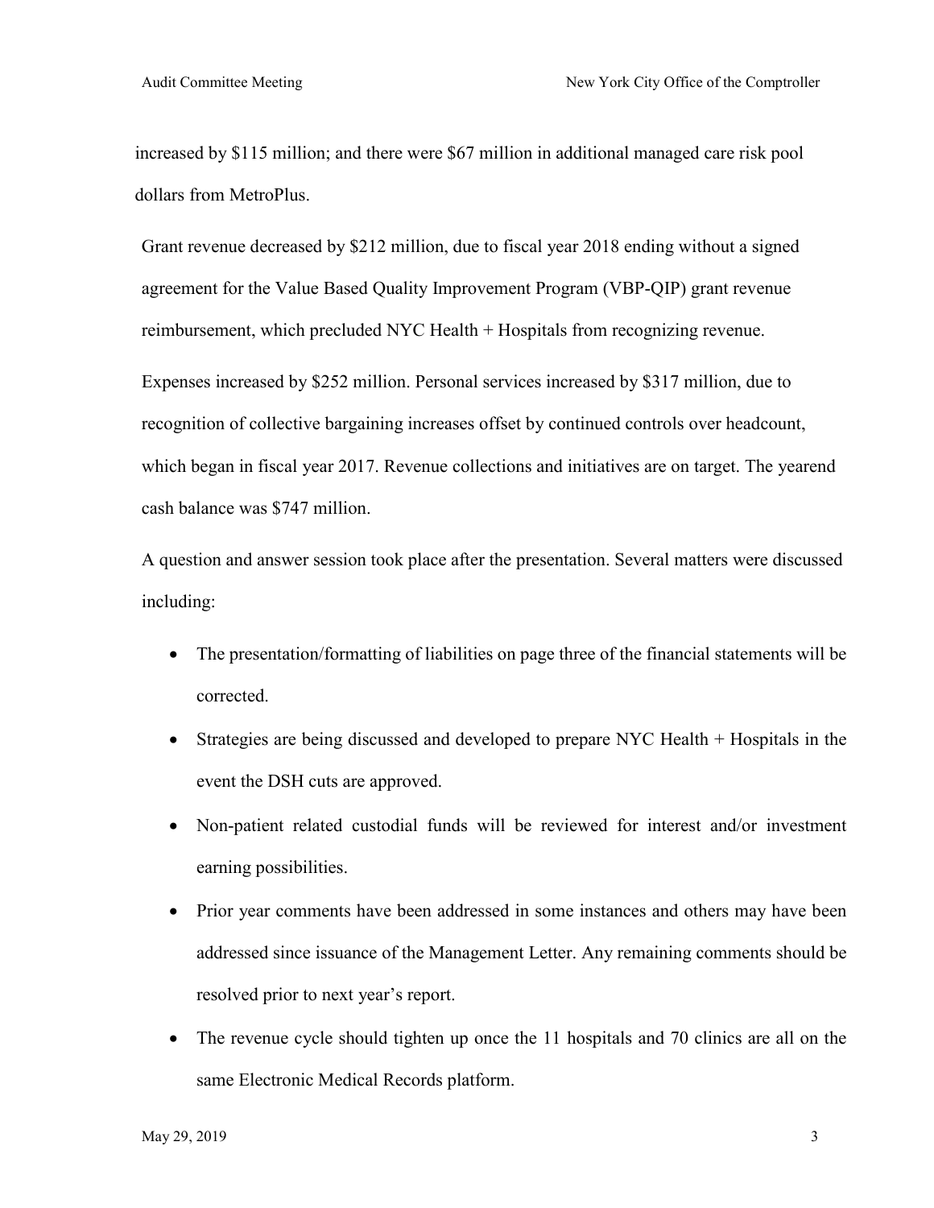increased by $115 million; and there were $67 million in additional managed care risk pool dollars from MetroPlus.

Grant revenue decreased by $212 million, due to fiscal year 2018 ending without a signed agreement for the Value Based Quality Improvement Program (VBP-QIP) grant revenue reimbursement, which precluded NYC Health + Hospitals from recognizing revenue.

Expenses increased by $252 million. Personal services increased by $317 million, due to recognition of collective bargaining increases offset by continued controls over headcount, which began in fiscal year 2017. Revenue collections and initiatives are on target. The yearend cash balance was $747 million.

A question and answer session took place after the presentation. Several matters were discussed including:

- The presentation/formatting of liabilities on page three of the financial statements will be corrected.
- Strategies are being discussed and developed to prepare NYC Health + Hospitals in the event the DSH cuts are approved.
- Non-patient related custodial funds will be reviewed for interest and/or investment earning possibilities.
- Prior year comments have been addressed in some instances and others may have been addressed since issuance of the Management Letter. Any remaining comments should be resolved prior to next year's report.
- The revenue cycle should tighten up once the 11 hospitals and 70 clinics are all on the same Electronic Medical Records platform.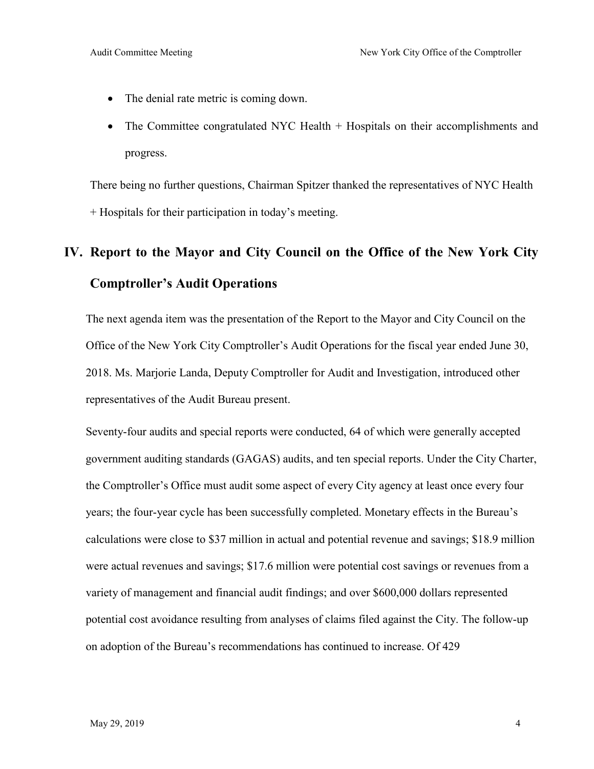- The denial rate metric is coming down.
- The Committee congratulated NYC Health + Hospitals on their accomplishments and progress.

There being no further questions, Chairman Spitzer thanked the representatives of NYC Health + Hospitals for their participation in today's meeting.

## IV. Report to the Mayor and City Council on the Office of the New York City Comptroller's Audit Operations

The next agenda item was the presentation of the Report to the Mayor and City Council on the Office of the New York City Comptroller's Audit Operations for the fiscal year ended June 30, 2018. Ms. Marjorie Landa, Deputy Comptroller for Audit and Investigation, introduced other representatives of the Audit Bureau present.

Seventy-four audits and special reports were conducted, 64 of which were generally accepted government auditing standards (GAGAS) audits, and ten special reports. Under the City Charter, the Comptroller's Office must audit some aspect of every City agency at least once every four years; the four-year cycle has been successfully completed. Monetary effects in the Bureau's calculations were close to $37 million in actual and potential revenue and savings; $18.9 million were actual revenues and savings; $17.6 million were potential cost savings or revenues from a variety of management and financial audit findings; and over $600,000 dollars represented potential cost avoidance resulting from analyses of claims filed against the City. The follow-up on adoption of the Bureau's recommendations has continued to increase. Of 429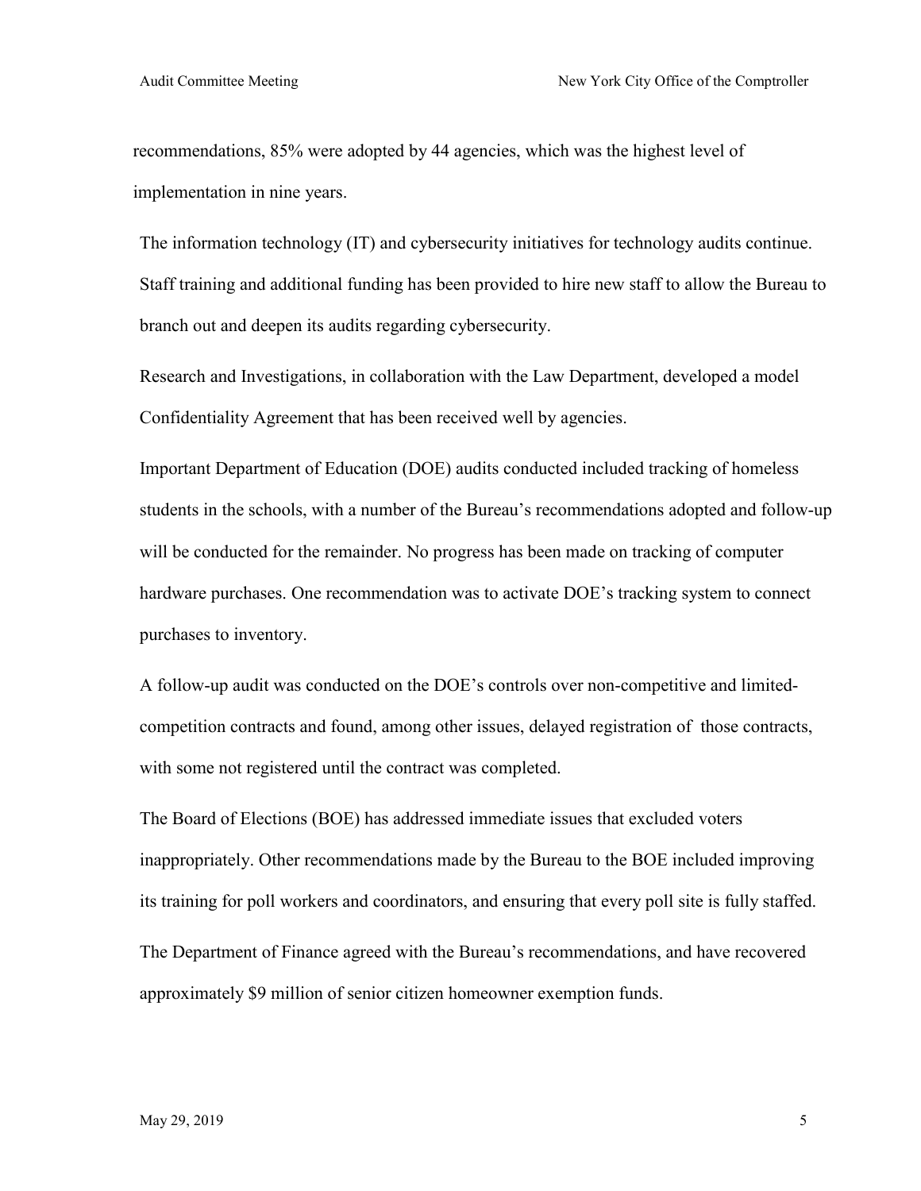recommendations, 85% were adopted by 44 agencies, which was the highest level of implementation in nine years.

The information technology (IT) and cybersecurity initiatives for technology audits continue. Staff training and additional funding has been provided to hire new staff to allow the Bureau to branch out and deepen its audits regarding cybersecurity.

Research and Investigations, in collaboration with the Law Department, developed a model Confidentiality Agreement that has been received well by agencies.

Important Department of Education (DOE) audits conducted included tracking of homeless students in the schools, with a number of the Bureau's recommendations adopted and follow-up will be conducted for the remainder. No progress has been made on tracking of computer hardware purchases. One recommendation was to activate DOE's tracking system to connect purchases to inventory.

A follow-up audit was conducted on the DOE's controls over non-competitive and limited-competition contracts and found, among other issues, delayed registration of those contracts, with some not registered until the contract was completed.

The Board of Elections (BOE) has addressed immediate issues that excluded voters inappropriately. Other recommendations made by the Bureau to the BOE included improving its training for poll workers and coordinators, and ensuring that every poll site is fully staffed.

The Department of Finance agreed with the Bureau's recommendations, and have recovered approximately $9 million of senior citizen homeowner exemption funds.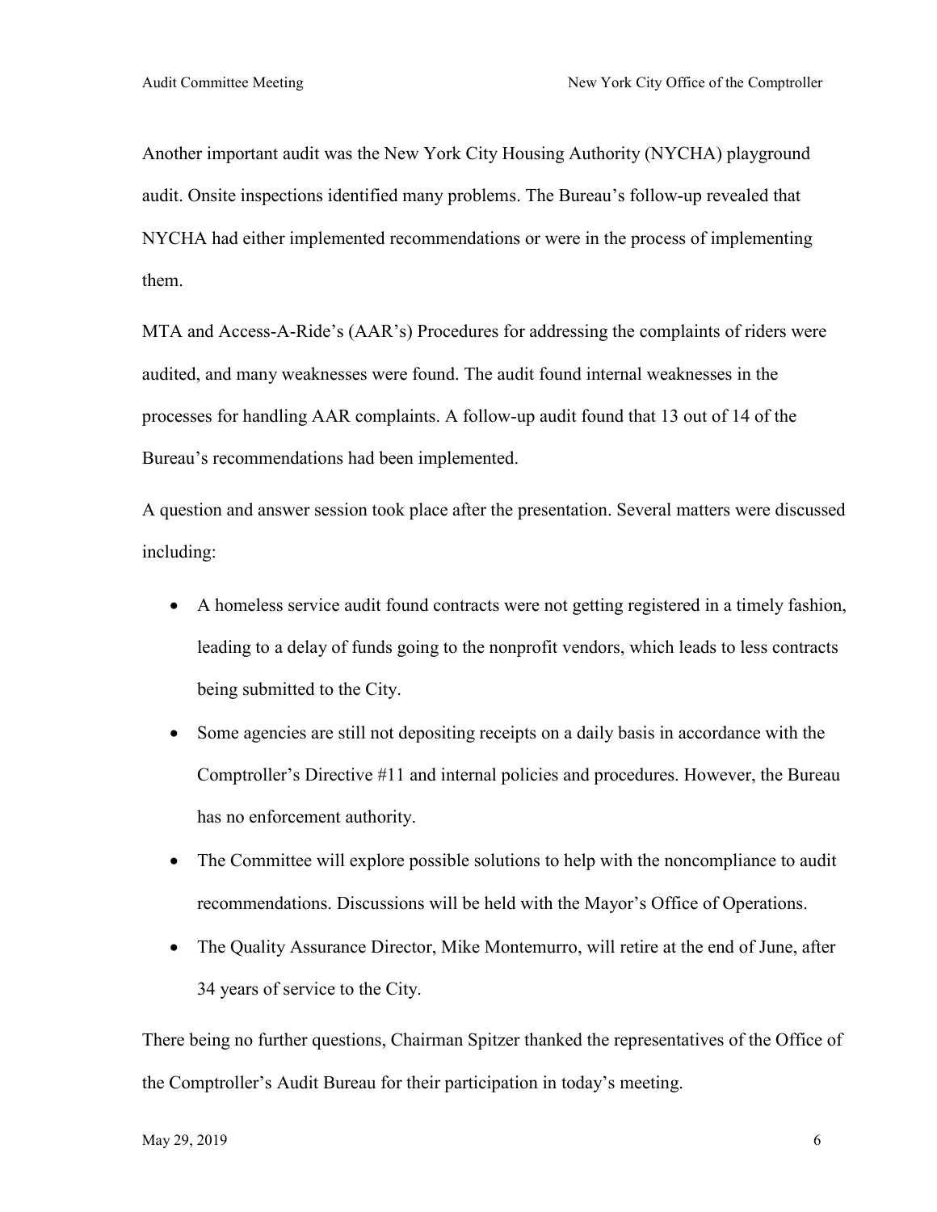Another important audit was the New York City Housing Authority (NYCHA) playground audit. Onsite inspections identified many problems. The Bureau's follow-up revealed that NYCHA had either implemented recommendations or were in the process of implementing them.

MTA and Access-A-Ride's (AAR's) Procedures for addressing the complaints of riders were audited, and many weaknesses were found. The audit found internal weaknesses in the processes for handling AAR complaints. A follow-up audit found that 13 out of 14 of the Bureau's recommendations had been implemented.

A question and answer session took place after the presentation. Several matters were discussed including:

- A homeless service audit found contracts were not getting registered in a timely fashion, leading to a delay of funds going to the nonprofit vendors, which leads to less contracts being submitted to the City.
- Some agencies are still not depositing receipts on a daily basis in accordance with the Comptroller's Directive #11 and internal policies and procedures. However, the Bureau has no enforcement authority.
- The Committee will explore possible solutions to help with the noncompliance to audit recommendations. Discussions will be held with the Mayor's Office of Operations.
- The Quality Assurance Director, Mike Montemurro, will retire at the end of June, after 34 years of service to the City.

There being no further questions, Chairman Spitzer thanked the representatives of the Office of the Comptroller's Audit Bureau for their participation in today's meeting.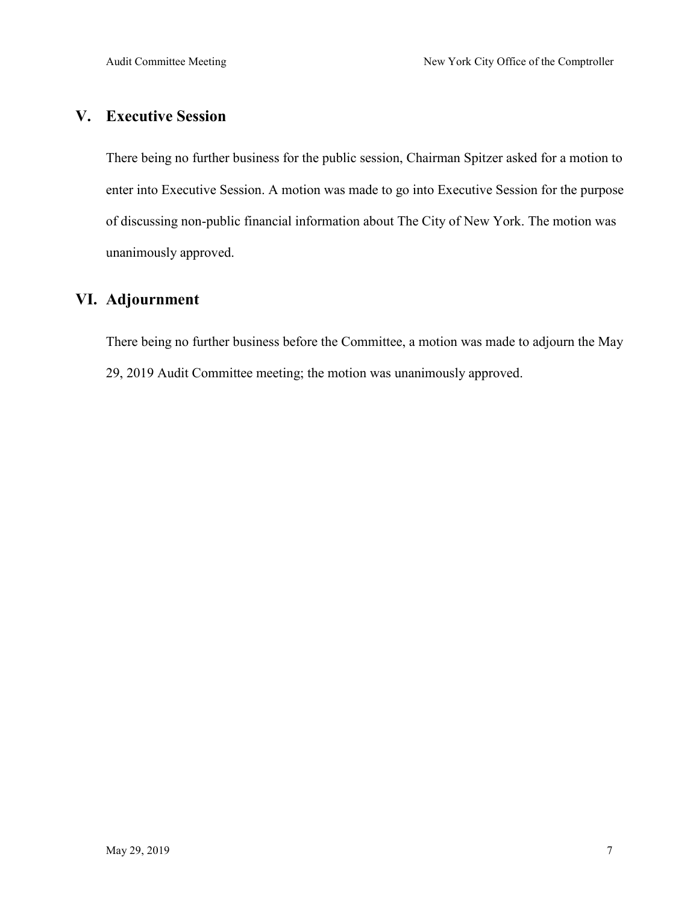## V. Executive Session

There being no further business for the public session, Chairman Spitzer asked for a motion to enter into Executive Session. A motion was made to go into Executive Session for the purpose of discussing non-public financial information about The City of New York. The motion was unanimously approved.

## VI. Adjournment

There being no further business before the Committee, a motion was made to adjourn the May 29, 2019 Audit Committee meeting; the motion was unanimously approved.